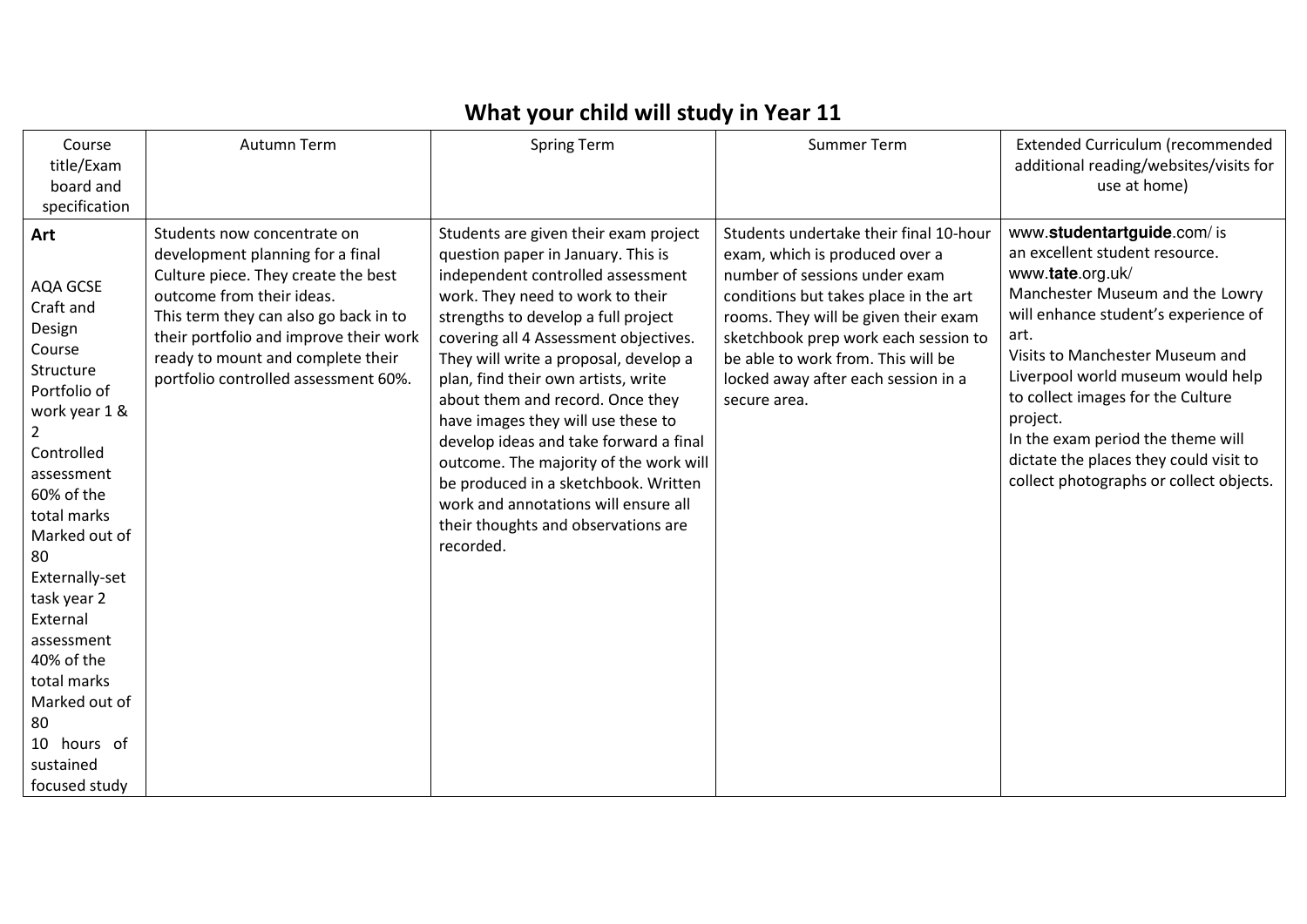# What your child will study in Year 11

| Course title/Exam board and specification | Autumn Term | Spring Term | Summer Term | Extended Curriculum (recommended additional reading/websites/visits for use at home) |
|---|---|---|---|---|
| **Art**<br><br>AQA GCSE Craft and Design Course Structure Portfolio of work year 1 & 2 Controlled assessment 60% of the total marks Marked out of 80 Externally-set task year 2 External assessment 40% of the total marks Marked out of 80 10 hours of sustained focused study | Students now concentrate on development planning for a final Culture piece. They create the best outcome from their ideas.<br>This term they can also go back in to their portfolio and improve their work ready to mount and complete their portfolio controlled assessment 60%. | Students are given their exam project question paper in January. This is independent controlled assessment work. They need to work to their strengths to develop a full project covering all 4 Assessment objectives. They will write a proposal, develop a plan, find their own artists, write about them and record. Once they have images they will use these to develop ideas and take forward a final outcome. The majority of the work will be produced in a sketchbook. Written work and annotations will ensure all their thoughts and observations are recorded. | Students undertake their final 10-hour exam, which is produced over a number of sessions under exam conditions but takes place in the art rooms. They will be given their exam sketchbook prep work each session to be able to work from. This will be locked away after each session in a secure area. | www.**studentartguide**.com/ is an excellent student resource.<br>www.**tate**.org.uk/<br>Manchester Museum and the Lowry will enhance student's experience of art.<br>Visits to Manchester Museum and Liverpool world museum would help to collect images for the Culture project.<br>In the exam period the theme will dictate the places they could visit to collect photographs or collect objects. |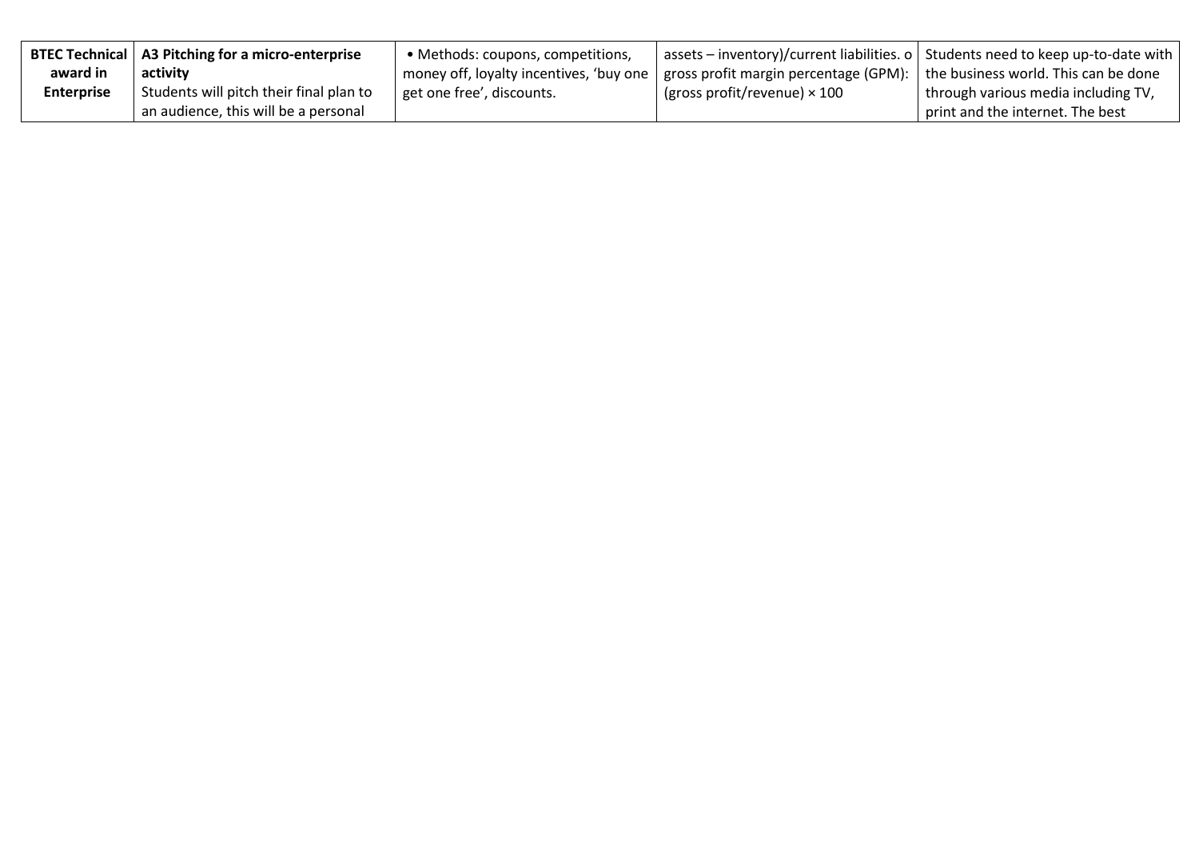| **BTEC Technical award in Enterprise** | **A3 Pitching for a micro-enterprise activity** Students will pitch their final plan to an audience, this will be a personal | • Methods: coupons, competitions, money off, loyalty incentives, 'buy one get one free', discounts. | assets – inventory)/current liabilities. o gross profit margin percentage (GPM): (gross profit/revenue) × 100 | Students need to keep up-to-date with the business world. This can be done through various media including TV, print and the internet. The best |
|---|---|---|---|---|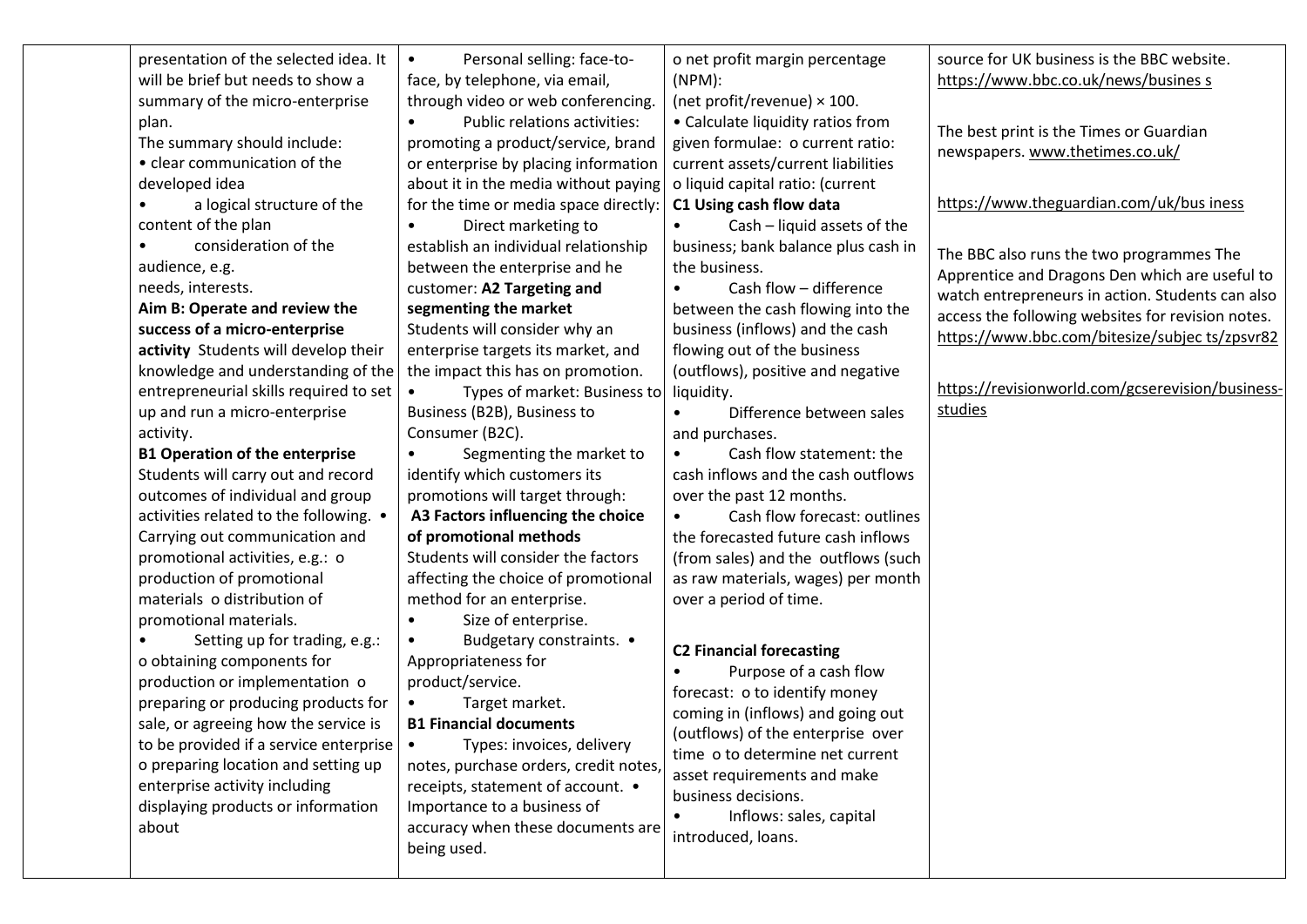| | | | | |
|---|---|---|---|---|
| | presentation of the selected idea. It will be brief but needs to show a summary of the micro-enterprise plan.<br>The summary should include:<br>• clear communication of the developed idea<br>• a logical structure of the content of the plan<br>• consideration of the audience, e.g. needs, interests.<br>**Aim B: Operate and review the success of a micro-enterprise activity** Students will develop their knowledge and understanding of the entrepreneurial skills required to set up and run a micro-enterprise activity.<br>**B1 Operation of the enterprise**<br>Students will carry out and record outcomes of individual and group activities related to the following. • Carrying out communication and promotional activities, e.g.: o production of promotional materials o distribution of promotional materials.<br>• Setting up for trading, e.g.: o obtaining components for production or implementation o preparing or producing products for sale, or agreeing how the service is to be provided if a service enterprise o preparing location and setting up enterprise activity including displaying products or information about | • Personal selling: face-to-face, by telephone, via email, through video or web conferencing.<br>• Public relations activities: promoting a product/service, brand or enterprise by placing information about it in the media without paying for the time or media space directly:<br>• Direct marketing to establish an individual relationship between the enterprise and he customer: **A2 Targeting and segmenting the market**<br>Students will consider why an enterprise targets its market, and the impact this has on promotion.<br>• Types of market: Business to Business (B2B), Business to Consumer (B2C).<br>• Segmenting the market to identify which customers its promotions will target through:<br>**A3 Factors influencing the choice of promotional methods**<br>Students will consider the factors affecting the choice of promotional method for an enterprise.<br>• Size of enterprise.<br>• Budgetary constraints. • Appropriateness for product/service.<br>• Target market.<br>**B1 Financial documents**<br>• Types: invoices, delivery notes, purchase orders, credit notes, receipts, statement of account. • Importance to a business of accuracy when these documents are being used. | o net profit margin percentage (NPM):<br>(net profit/revenue) × 100.<br>• Calculate liquidity ratios from given formulae: o current ratio: current assets/current liabilities o liquid capital ratio: (current<br>**C1 Using cash flow data**<br>• Cash – liquid assets of the business; bank balance plus cash in the business.<br>• Cash flow – difference between the cash flowing into the business (inflows) and the cash flowing out of the business (outflows), positive and negative liquidity.<br>• Difference between sales and purchases.<br>• Cash flow statement: the cash inflows and the cash outflows over the past 12 months.<br>• Cash flow forecast: outlines the forecasted future cash inflows (from sales) and the outflows (such as raw materials, wages) per month over a period of time.<br><br>**C2 Financial forecasting**<br>• Purpose of a cash flow forecast: o to identify money coming in (inflows) and going out (outflows) of the enterprise over time o to determine net current asset requirements and make business decisions.<br>• Inflows: sales, capital introduced, loans. | source for UK business is the BBC website. https://www.bbc.co.uk/news/busines s<br><br>The best print is the Times or Guardian newspapers. www.thetimes.co.uk/<br><br>https://www.theguardian.com/uk/bus iness<br><br>The BBC also runs the two programmes The Apprentice and Dragons Den which are useful to watch entrepreneurs in action. Students can also access the following websites for revision notes. https://www.bbc.com/bitesize/subjec ts/zpsvr82<br><br>https://revisionworld.com/gcserevision/business-studies |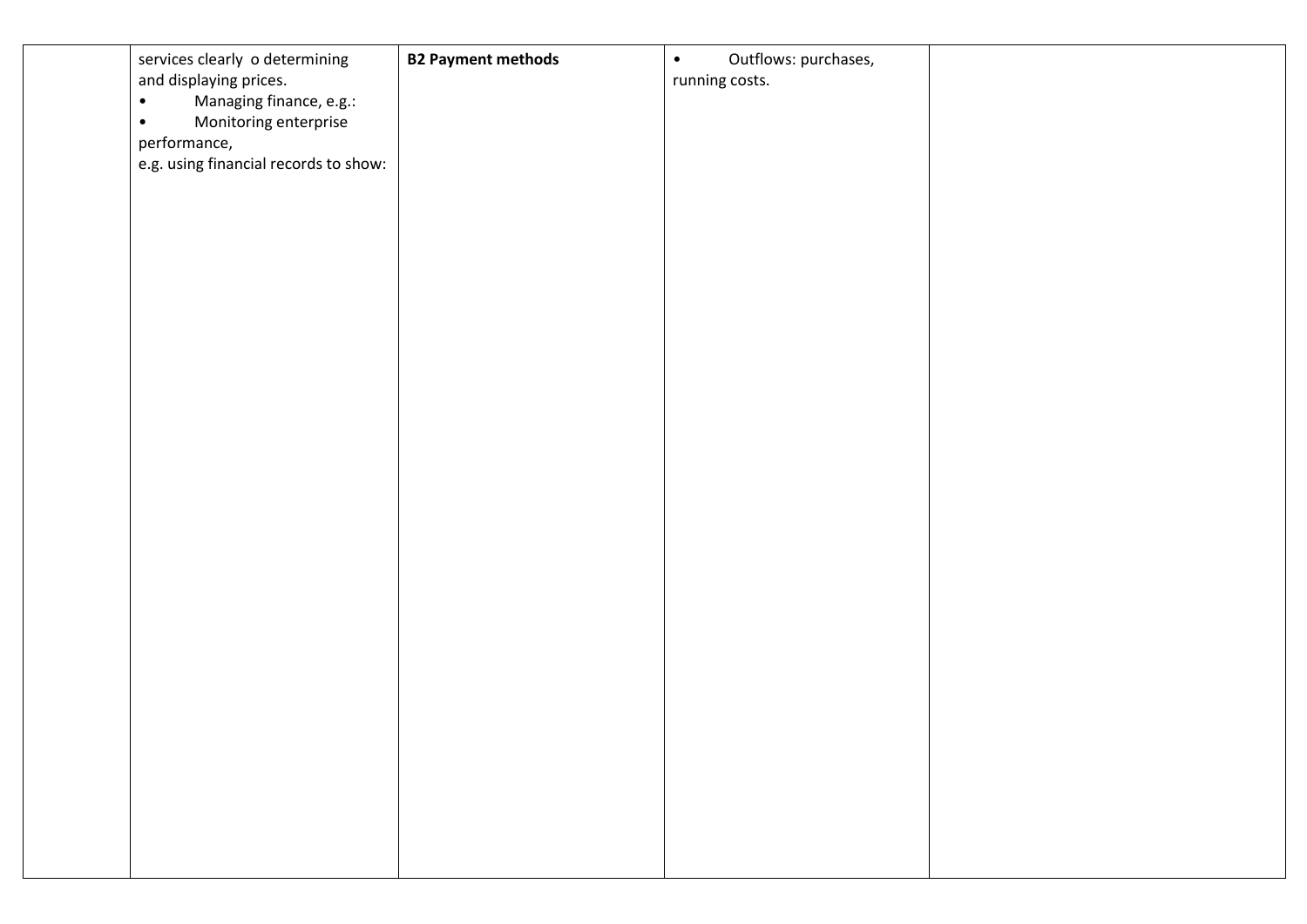|  | services clearly o determining and displaying prices.<br>• Managing finance, e.g.:<br>• Monitoring enterprise performance,<br>e.g. using financial records to show: | **B2 Payment methods** | • Outflows: purchases, running costs. |  |
|---|---|---|---|---|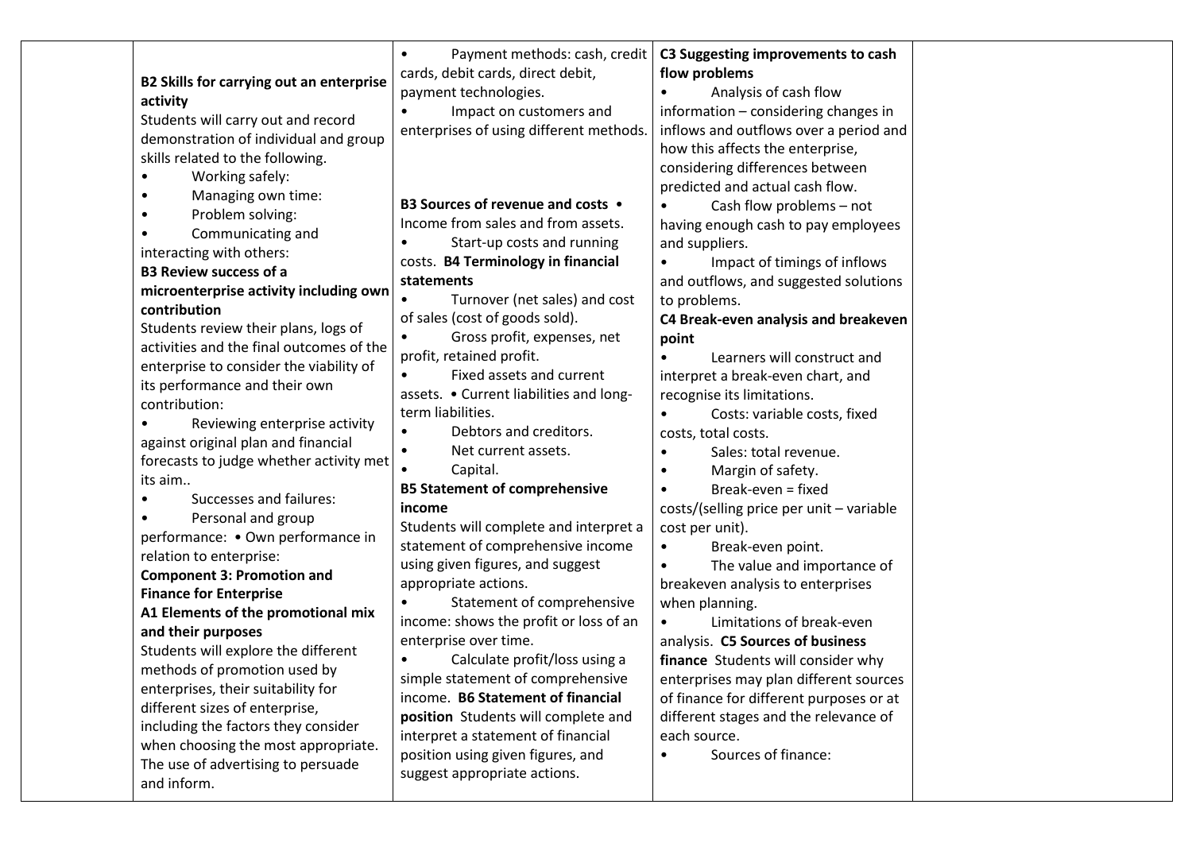| | | | | |
|---|---|---|---|---|
| | **B2 Skills for carrying out an enterprise activity**<br>Students will carry out and record demonstration of individual and group skills related to the following.<br>• Working safely:<br>• Managing own time:<br>• Problem solving:<br>• Communicating and interacting with others:<br>**B3 Review success of a microenterprise activity including own contribution**<br>Students review their plans, logs of activities and the final outcomes of the enterprise to consider the viability of its performance and their own contribution:<br>• Reviewing enterprise activity against original plan and financial forecasts to judge whether activity met its aim..<br>• Successes and failures:<br>• Personal and group performance: • Own performance in relation to enterprise:<br>**Component 3: Promotion and Finance for Enterprise**<br>**A1 Elements of the promotional mix and their purposes**<br>Students will explore the different methods of promotion used by enterprises, their suitability for different sizes of enterprise, including the factors they consider when choosing the most appropriate. The use of advertising to persuade and inform. | • Payment methods: cash, credit cards, debit cards, direct debit, payment technologies.<br>• Impact on customers and enterprises of using different methods.<br><br>**B3 Sources of revenue and costs** • Income from sales and from assets.<br>• Start-up costs and running costs. **B4 Terminology in financial statements**<br>• Turnover (net sales) and cost of sales (cost of goods sold).<br>• Gross profit, expenses, net profit, retained profit.<br>• Fixed assets and current assets. • Current liabilities and long-term liabilities.<br>• Debtors and creditors.<br>• Net current assets.<br>• Capital.<br>**B5 Statement of comprehensive income**<br>Students will complete and interpret a statement of comprehensive income using given figures, and suggest appropriate actions.<br>• Statement of comprehensive income: shows the profit or loss of an enterprise over time.<br>• Calculate profit/loss using a simple statement of comprehensive income. **B6 Statement of financial position** Students will complete and interpret a statement of financial position using given figures, and suggest appropriate actions. | **C3 Suggesting improvements to cash flow problems**<br>• Analysis of cash flow information – considering changes in inflows and outflows over a period and how this affects the enterprise, considering differences between predicted and actual cash flow.<br>• Cash flow problems – not having enough cash to pay employees and suppliers.<br>• Impact of timings of inflows and outflows, and suggested solutions to problems.<br>**C4 Break-even analysis and breakeven point**<br>• Learners will construct and interpret a break-even chart, and recognise its limitations.<br>• Costs: variable costs, fixed costs, total costs.<br>• Sales: total revenue.<br>• Margin of safety.<br>• Break-even = fixed costs/(selling price per unit – variable cost per unit).<br>• Break-even point.<br>• The value and importance of breakeven analysis to enterprises when planning.<br>• Limitations of break-even analysis. **C5 Sources of business finance** Students will consider why enterprises may plan different sources of finance for different purposes or at different stages and the relevance of each source.<br>• Sources of finance: | |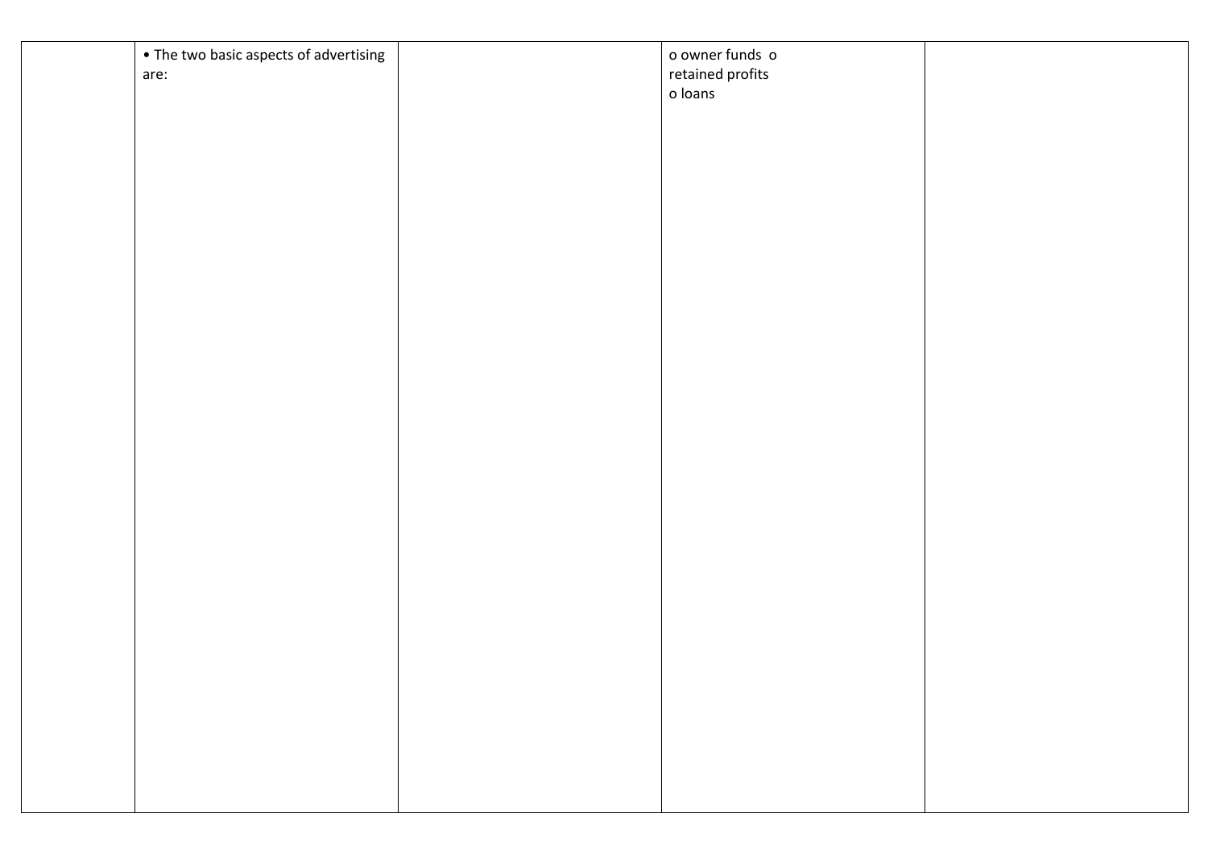|  | • The two basic aspects of advertising are: |  | o owner funds o retained profits<br>o loans |  |
|---|---|---|---|---|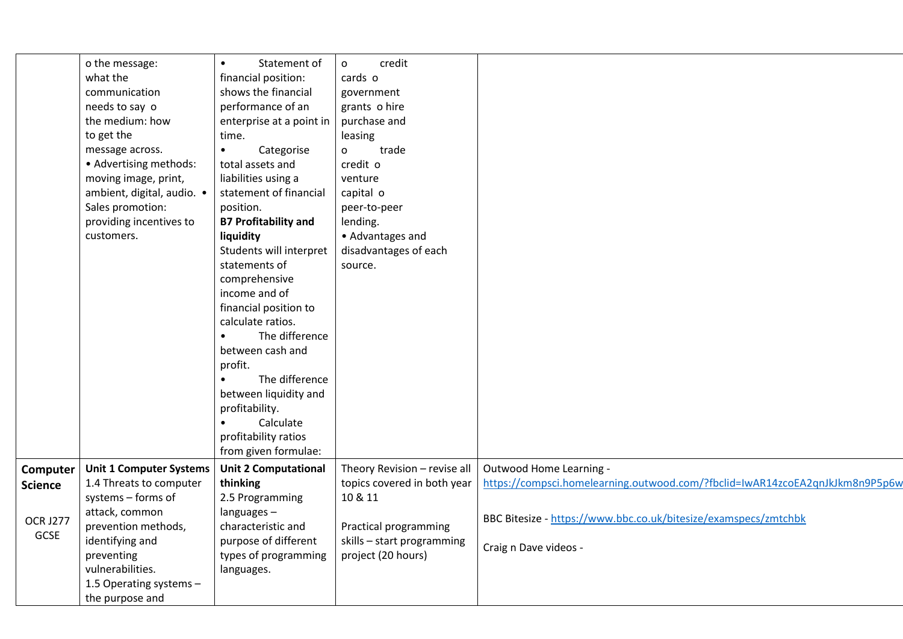| | | | | |
|---|---|---|---|---|
| | o the message: what the communication needs to say o the medium: how to get the message across.<br>• Advertising methods: moving image, print, ambient, digital, audio. • Sales promotion: providing incentives to customers. | • Statement of financial position: shows the financial performance of an enterprise at a point in time.<br>• Categorise total assets and liabilities using a statement of financial position.<br>**B7 Profitability and liquidity**<br>Students will interpret statements of comprehensive income and of financial position to calculate ratios.<br>• The difference between cash and profit.<br>• The difference between liquidity and profitability.<br>• Calculate profitability ratios from given formulae: | o credit cards o government grants o hire purchase and leasing<br>o trade credit o venture capital o peer-to-peer lending.<br>• Advantages and disadvantages of each source. | |
| **Computer Science**<br><br>OCR J277 GCSE | **Unit 1 Computer Systems**<br>1.4 Threats to computer systems – forms of attack, common prevention methods, identifying and preventing vulnerabilities.<br>1.5 Operating systems – the purpose and | **Unit 2 Computational thinking**<br>2.5 Programming languages – characteristic and purpose of different types of programming languages. | Theory Revision – revise all topics covered in both year 10 & 11<br><br>Practical programming skills – start programming project (20 hours) | Outwood Home Learning - https://compsci.homelearning.outwood.com/?fbclid=IwAR14zcoEA2qnJkJkm8n9P5p6w<br><br>BBC Bitesize - https://www.bbc.co.uk/bitesize/examspecs/zmtchbk<br><br>Craig n Dave videos - |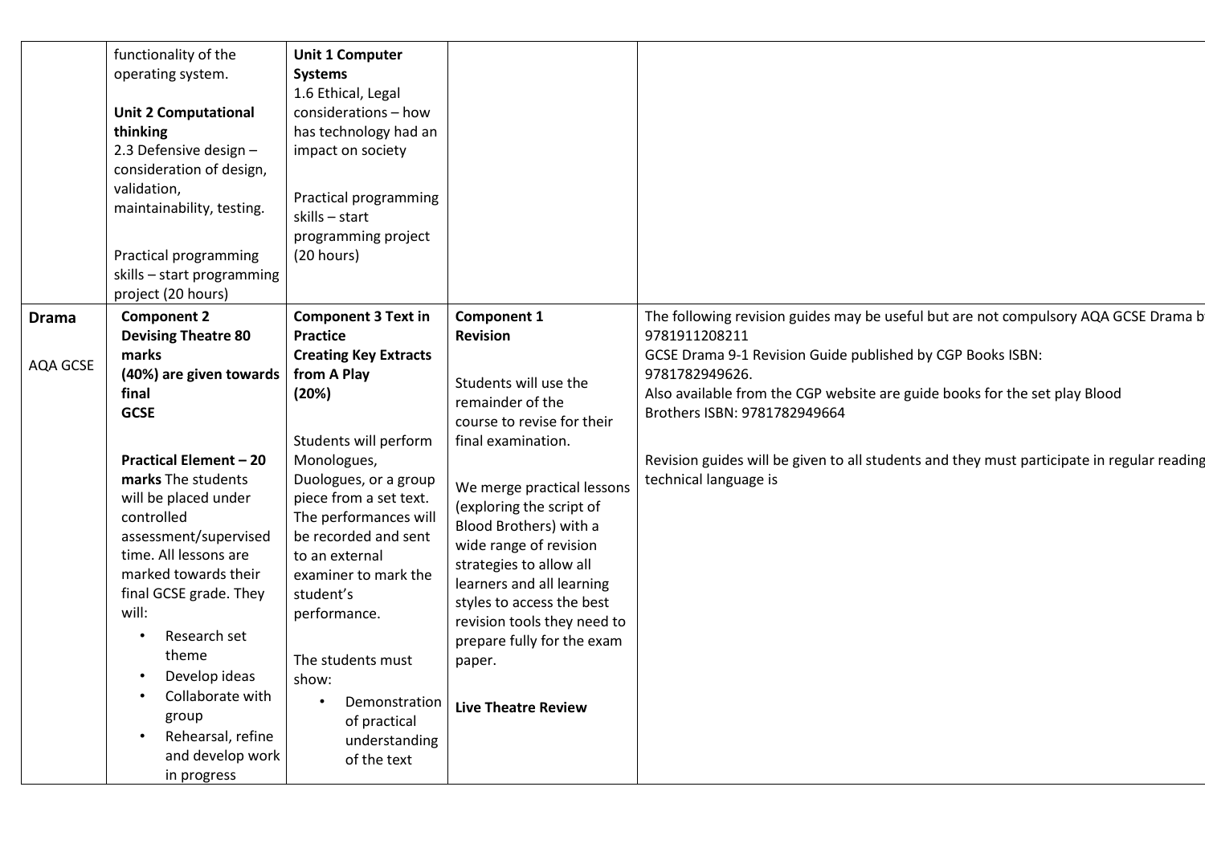| | | | | |
|---|---|---|---|---|
| | functionality of the operating system.<br><br>**Unit 2 Computational thinking**<br>2.3 Defensive design – consideration of design, validation, maintainability, testing.<br><br>Practical programming skills – start programming project (20 hours) | **Unit 1 Computer Systems**<br>1.6 Ethical, Legal considerations – how has technology had an impact on society<br><br>Practical programming skills – start programming project (20 hours) | | |
| **Drama**<br><br>AQA GCSE | **Component 2 Devising Theatre 80 marks (40%) are given towards final GCSE**<br><br>**Practical Element – 20 marks** The students will be placed under controlled assessment/supervised time. All lessons are marked towards their final GCSE grade. They will:<br>• Research set theme<br>• Develop ideas<br>• Collaborate with group<br>• Rehearsal, refine and develop work in progress | **Component 3 Text in Practice Creating Key Extracts from A Play (20%)**<br><br>Students will perform Monologues, Duologues, or a group piece from a set text. The performances will be recorded and sent to an external examiner to mark the student's performance.<br><br>The students must show:<br>• Demonstration of practical understanding of the text | **Component 1 Revision**<br><br>Students will use the remainder of the course to revise for their final examination.<br><br>We merge practical lessons (exploring the script of Blood Brothers) with a wide range of revision strategies to allow all learners and all learning styles to access the best revision tools they need to prepare fully for the exam paper.<br><br>**Live Theatre Review** | The following revision guides may be useful but are not compulsory AQA GCSE Drama b 9781911208211<br>GCSE Drama 9-1 Revision Guide published by CGP Books ISBN: 9781782949626.<br>Also available from the CGP website are guide books for the set play Blood Brothers ISBN: 9781782949664<br><br>Revision guides will be given to all students and they must participate in regular reading technical language is |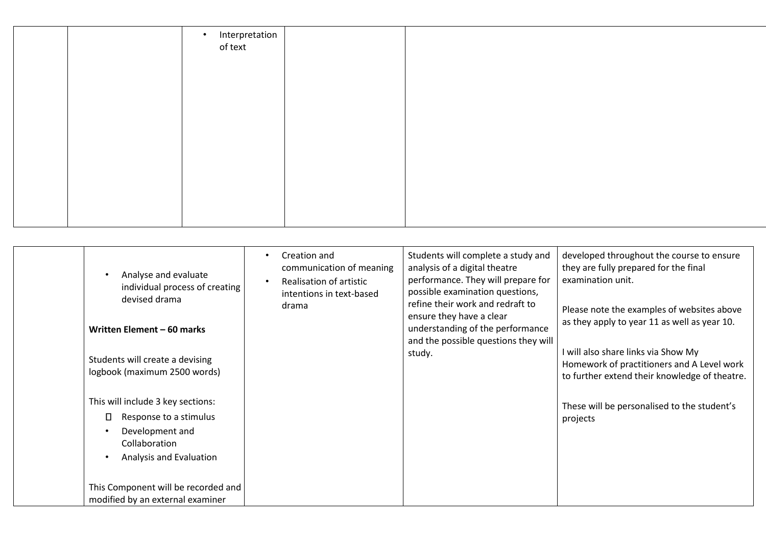| | | • Interpretation of text | | |
|---|---|---|---|---|

| | • Analyse and evaluate individual process of creating devised drama<br><br>**Written Element – 60 marks**<br><br>Students will create a devising logbook (maximum 2500 words)<br><br>This will include 3 key sections:<br>• Response to a stimulus<br>• Development and Collaboration<br>• Analysis and Evaluation<br><br>This Component will be recorded and modified by an external examiner | • Creation and communication of meaning<br>• Realisation of artistic intentions in text-based drama | Students will complete a study and analysis of a digital theatre performance. They will prepare for possible examination questions, refine their work and redraft to ensure they have a clear understanding of the performance and the possible questions they will study. | developed throughout the course to ensure they are fully prepared for the final examination unit.<br><br>Please note the examples of websites above as they apply to year 11 as well as year 10.<br><br>I will also share links via Show My Homework of practitioners and A Level work to further extend their knowledge of theatre.<br><br>These will be personalised to the student's projects |
|---|---|---|---|---|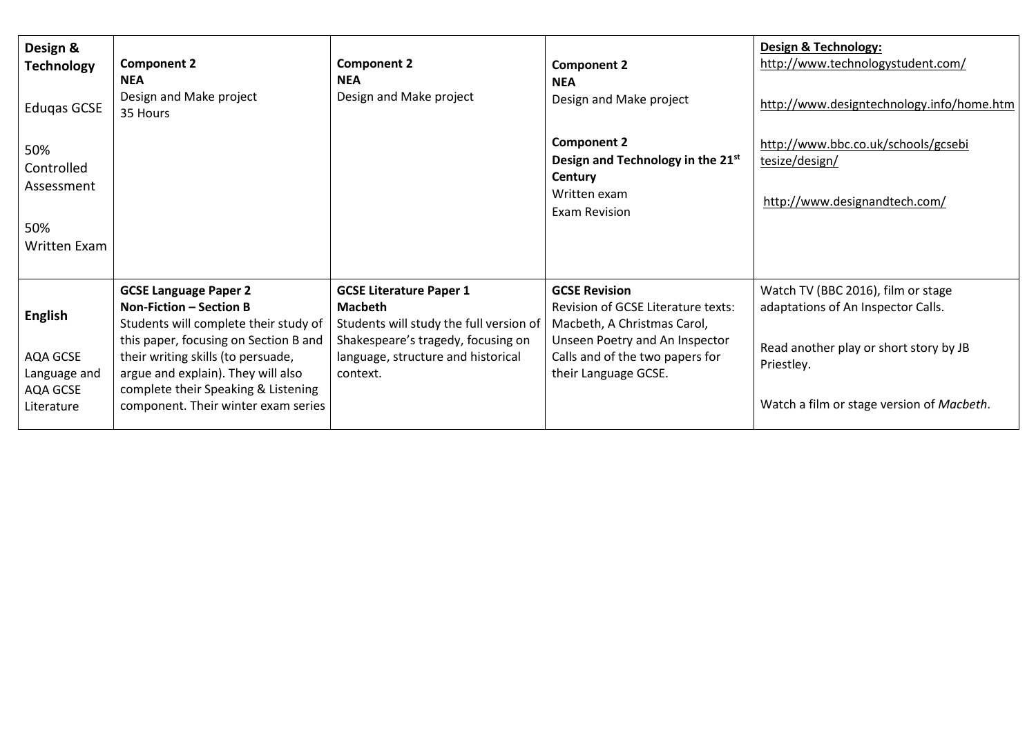| | | | | |
|---|---|---|---|---|
| **Design & Technology**<br><br>Eduqas GCSE<br><br>50% Controlled Assessment<br><br>50% Written Exam | **Component 2**<br>**NEA**<br>Design and Make project<br>35 Hours | **Component 2**<br>**NEA**<br>Design and Make project | **Component 2**<br>**NEA**<br>Design and Make project<br><br>**Component 2**<br>**Design and Technology in the 21st Century**<br>Written exam<br>Exam Revision | **Design & Technology:**<br>http://www.technologystudent.com/<br><br>http://www.designtechnology.info/home.htm<br><br>http://www.bbc.co.uk/schools/gcsebitesize/design/<br><br>http://www.designandtech.com/ |
| **English**<br><br>AQA GCSE Language and AQA GCSE Literature | **GCSE Language Paper 2**<br>**Non-Fiction – Section B**<br>Students will complete their study of this paper, focusing on Section B and their writing skills (to persuade, argue and explain). They will also complete their Speaking & Listening component. Their winter exam series | **GCSE Literature Paper 1**<br>**Macbeth**<br>Students will study the full version of Shakespeare's tragedy, focusing on language, structure and historical context. | **GCSE Revision**<br>Revision of GCSE Literature texts: Macbeth, A Christmas Carol, Unseen Poetry and An Inspector Calls and of the two papers for their Language GCSE. | Watch TV (BBC 2016), film or stage adaptations of An Inspector Calls.<br><br>Read another play or short story by JB Priestley.<br><br>Watch a film or stage version of *Macbeth*. |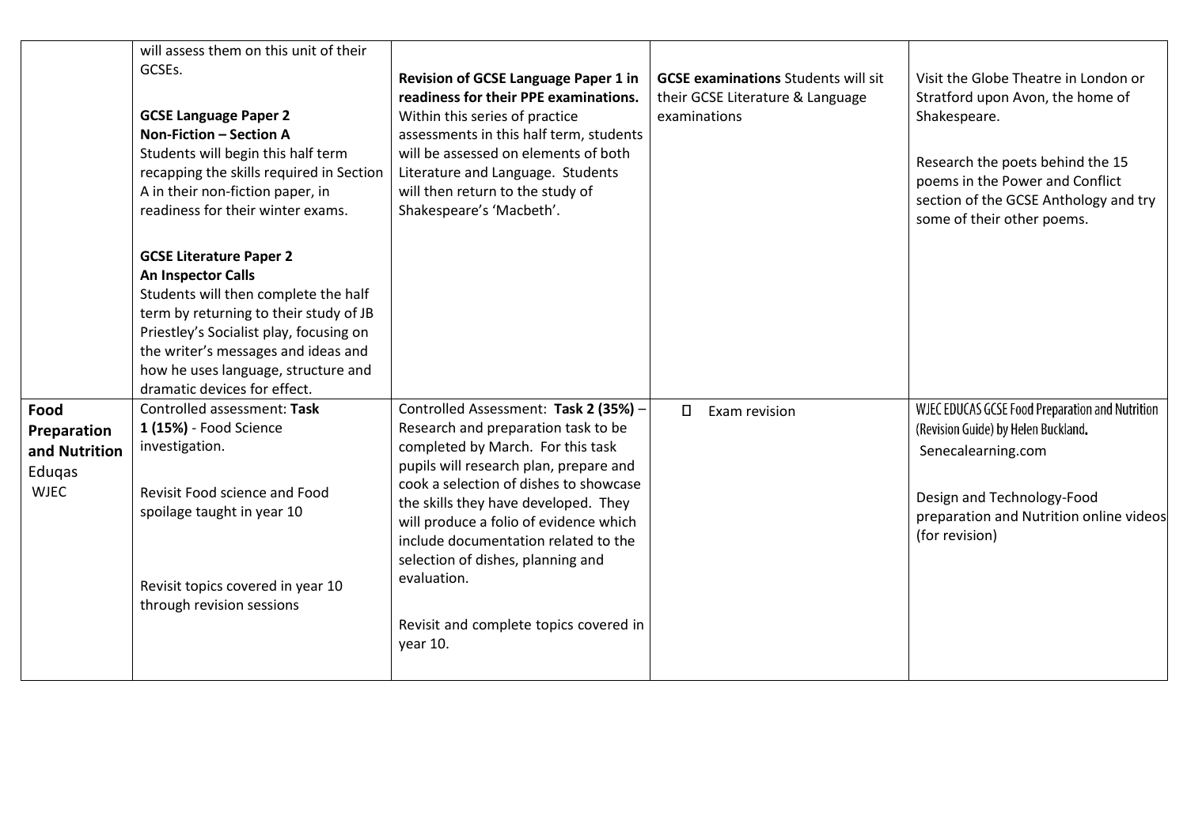| | | | | |
|---|---|---|---|---|
| | will assess them on this unit of their GCSEs.<br><br>**GCSE Language Paper 2**<br>**Non-Fiction – Section A**<br>Students will begin this half term recapping the skills required in Section A in their non-fiction paper, in readiness for their winter exams.<br><br>**GCSE Literature Paper 2**<br>**An Inspector Calls**<br>Students will then complete the half term by returning to their study of JB Priestley's Socialist play, focusing on the writer's messages and ideas and how he uses language, structure and dramatic devices for effect. | **Revision of GCSE Language Paper 1 in readiness for their PPE examinations.** Within this series of practice assessments in this half term, students will be assessed on elements of both Literature and Language. Students will then return to the study of Shakespeare's 'Macbeth'. | **GCSE examinations** Students will sit their GCSE Literature & Language examinations | Visit the Globe Theatre in London or Stratford upon Avon, the home of Shakespeare.<br><br>Research the poets behind the 15 poems in the Power and Conflict section of the GCSE Anthology and try some of their other poems. |
| **Food Preparation and Nutrition** Eduqas WJEC | Controlled assessment: **Task 1 (15%)** - Food Science investigation.<br><br>Revisit Food science and Food spoilage taught in year 10<br><br>Revisit topics covered in year 10 through revision sessions | Controlled Assessment: **Task 2 (35%)** – Research and preparation task to be completed by March. For this task pupils will research plan, prepare and cook a selection of dishes to showcase the skills they have developed. They will produce a folio of evidence which include documentation related to the selection of dishes, planning and evaluation.<br><br>Revisit and complete topics covered in year 10. | - Exam revision | WJEC EDUCAS GCSE Food Preparation and Nutrition (Revision Guide) by Helen Buckland.<br>Senecalearning.com<br><br>Design and Technology-Food preparation and Nutrition online videos (for revision) |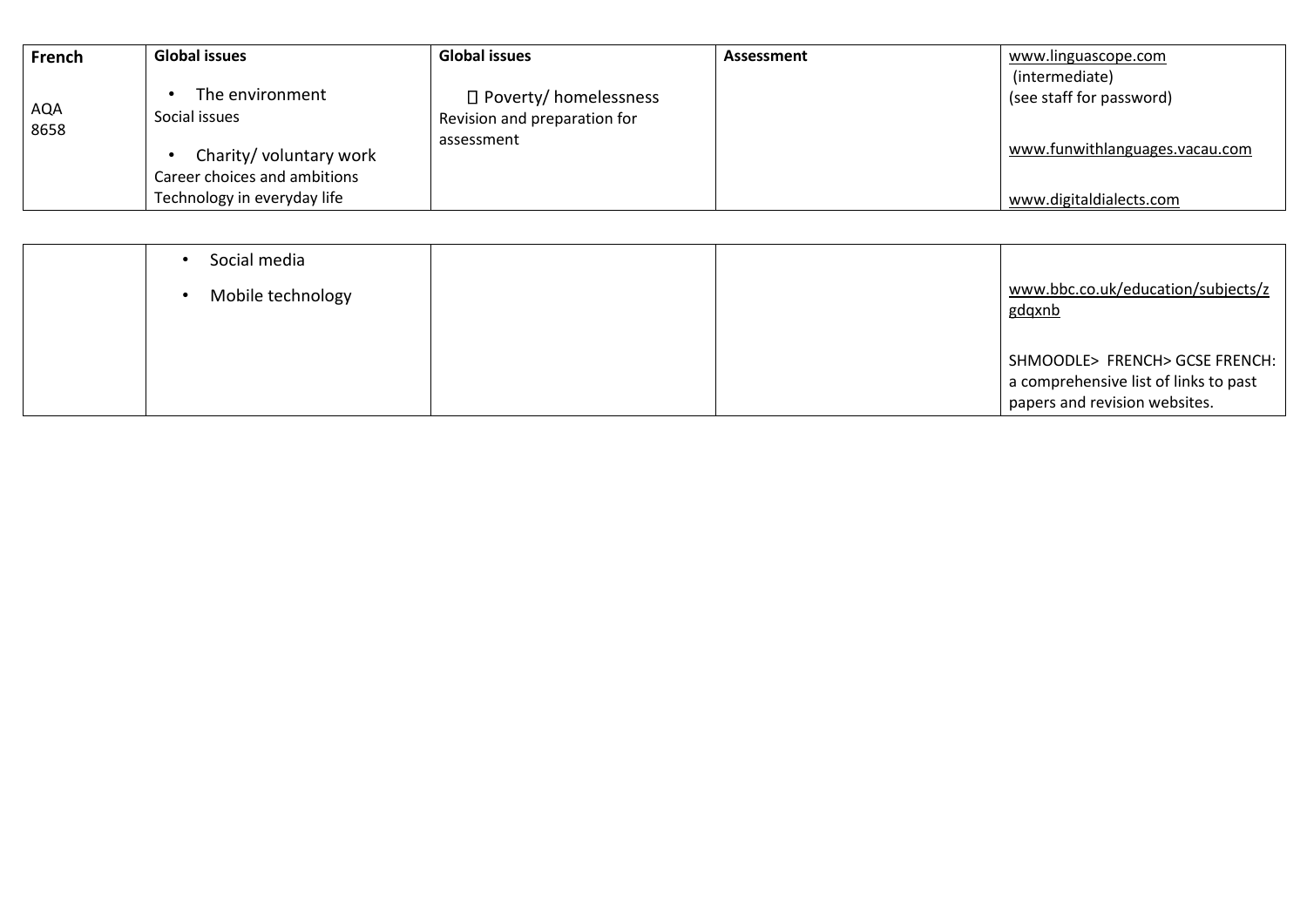| French<br><br>AQA<br>8658 | **Global issues**<br><br>• The environment<br>Social issues<br><br>• Charity/ voluntary work<br>Career choices and ambitions<br>Technology in everyday life | **Global issues**<br><br> Poverty/ homelessness<br>Revision and preparation for assessment | **Assessment** | www.linguascope.com (intermediate)<br>(see staff for password)<br><br>www.funwithlanguages.vacau.com<br><br>www.digitaldialects.com |
|---|---|---|---|---|
| | • Social media<br>• Mobile technology | | | www.bbc.co.uk/education/subjects/zgdqxnb<br><br>SHMOODLE> FRENCH> GCSE FRENCH: a comprehensive list of links to past papers and revision websites. |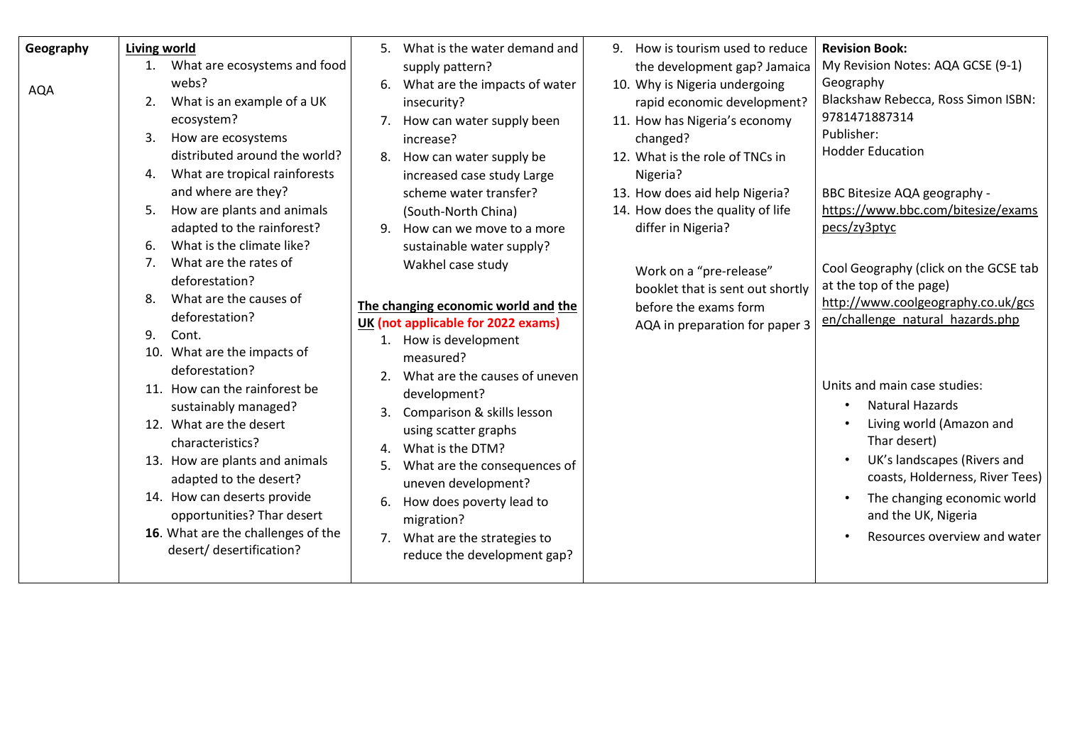| Geography<br><br>AQA | **Living world**<br>1. What are ecosystems and food webs?<br>2. What is an example of a UK ecosystem?<br>3. How are ecosystems distributed around the world?<br>4. What are tropical rainforests and where are they?<br>5. How are plants and animals adapted to the rainforest?<br>6. What is the climate like?<br>7. What are the rates of deforestation?<br>8. What are the causes of deforestation?<br>9. Cont.<br>10. What are the impacts of deforestation?<br>11. How can the rainforest be sustainably managed?<br>12. What are the desert characteristics?<br>13. How are plants and animals adapted to the desert?<br>14. How can deserts provide opportunities? Thar desert<br>**16**. What are the challenges of the desert/ desertification? | 5. What is the water demand and supply pattern?<br>6. What are the impacts of water insecurity?<br>7. How can water supply been increase?<br>8. How can water supply be increased case study Large scheme water transfer? (South-North China)<br>9. How can we move to a more sustainable water supply? Wakhel case study<br><br>**The changing economic world and the UK (not applicable for 2022 exams)**<br>1. How is development measured?<br>2. What are the causes of uneven development?<br>3. Comparison & skills lesson using scatter graphs<br>4. What is the DTM?<br>5. What are the consequences of uneven development?<br>6. How does poverty lead to migration?<br>7. What are the strategies to reduce the development gap? | 9. How is tourism used to reduce the development gap? Jamaica<br>10. Why is Nigeria undergoing rapid economic development?<br>11. How has Nigeria's economy changed?<br>12. What is the role of TNCs in Nigeria?<br>13. How does aid help Nigeria?<br>14. How does the quality of life differ in Nigeria?<br><br>Work on a "pre-release" booklet that is sent out shortly before the exams form AQA in preparation for paper 3 | **Revision Book:**<br>My Revision Notes: AQA GCSE (9-1) Geography<br>Blackshaw Rebecca, Ross Simon ISBN: 9781471887314<br>Publisher:<br>Hodder Education<br><br>BBC Bitesize AQA geography - https://www.bbc.com/bitesize/examspecs/zy3ptyc<br><br>Cool Geography (click on the GCSE tab at the top of the page) http://www.coolgeography.co.uk/gcsen/challenge_natural_hazards.php<br><br>Units and main case studies:<br>• Natural Hazards<br>• Living world (Amazon and Thar desert)<br>• UK's landscapes (Rivers and coasts, Holderness, River Tees)<br>• The changing economic world and the UK, Nigeria<br>• Resources overview and water |
|---|---|---|---|---|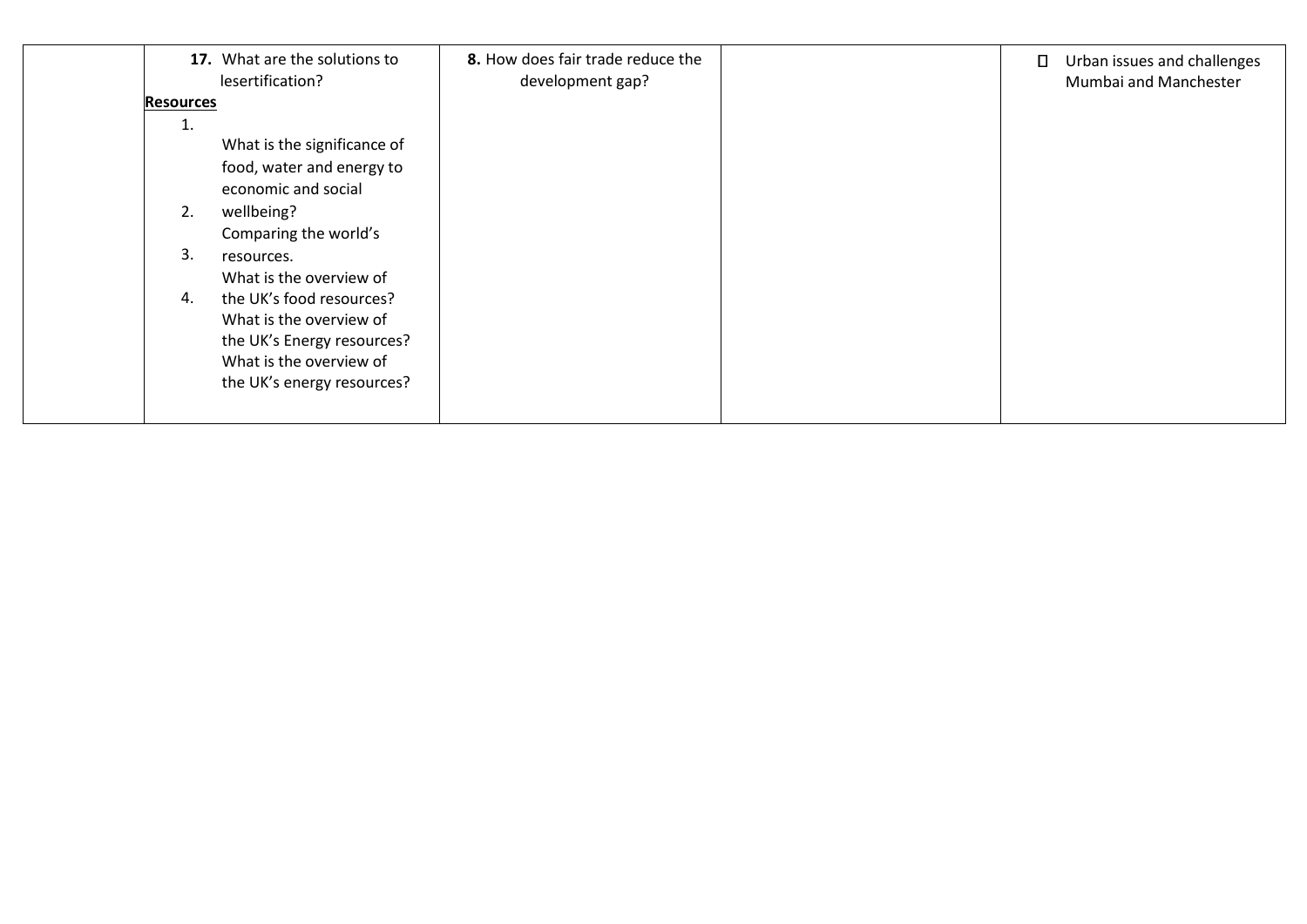|  | **17.** What are the solutions to lesertification?<br>**Resources**<br>1. What is the significance of food, water and energy to economic and social wellbeing?<br>2. Comparing the world's resources.<br>3. What is the overview of the UK's food resources?<br>4. What is the overview of the UK's Energy resources? What is the overview of the UK's energy resources? | **8.** How does fair trade reduce the development gap? |  | ☐ Urban issues and challenges Mumbai and Manchester |
|---|---|---|---|---|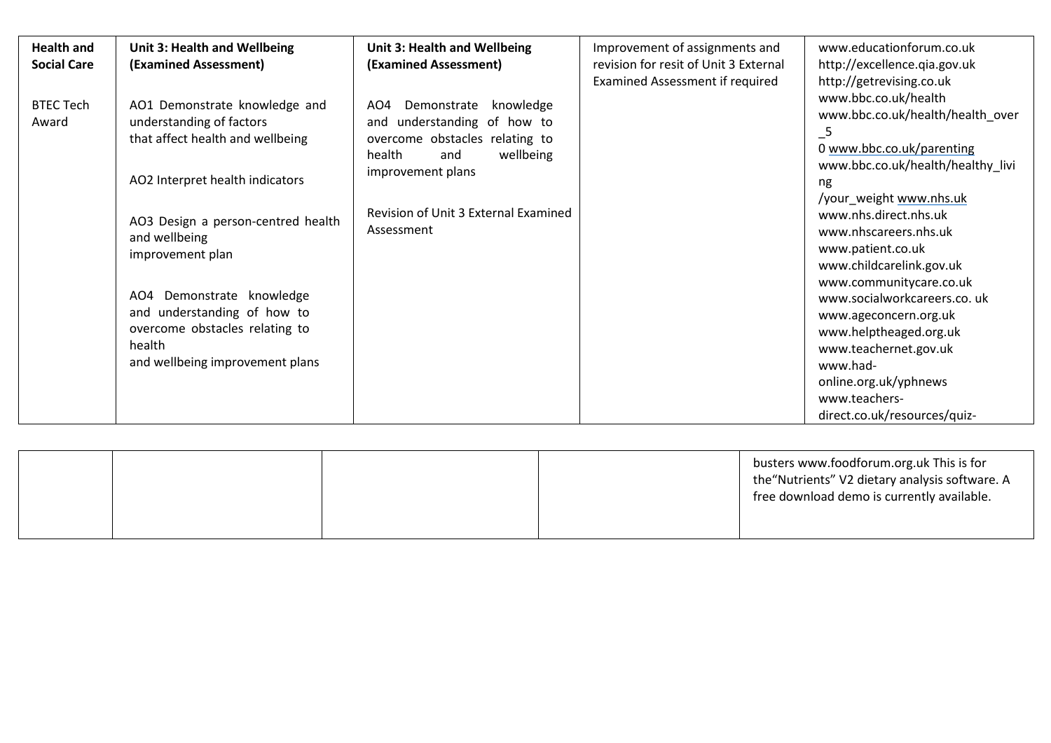| **Health and Social Care**<br><br>BTEC Tech Award | **Unit 3: Health and Wellbeing (Examined Assessment)**<br><br>AO1 Demonstrate knowledge and understanding of factors that affect health and wellbeing<br><br>AO2 Interpret health indicators<br><br>AO3 Design a person-centred health and wellbeing improvement plan<br><br>AO4 Demonstrate knowledge and understanding of how to overcome obstacles relating to health and wellbeing improvement plans | **Unit 3: Health and Wellbeing (Examined Assessment)**<br><br>AO4 Demonstrate knowledge and understanding of how to overcome obstacles relating to health and wellbeing improvement plans<br><br>Revision of Unit 3 External Examined Assessment | Improvement of assignments and revision for resit of Unit 3 External Examined Assessment if required | www.educationforum.co.uk http://excellence.qia.gov.uk http://getrevising.co.uk www.bbc.co.uk/health www.bbc.co.uk/health/health_over_5 0 www.bbc.co.uk/parenting www.bbc.co.uk/health/healthy_living /your_weight www.nhs.uk www.nhs.direct.nhs.uk www.nhscareers.nhs.uk www.patient.co.uk www.childcarelink.gov.uk www.communitycare.co.uk www.socialworkcareers.co. uk www.ageconcern.org.uk www.helptheaged.org.uk www.teachernet.gov.uk www.had-online.org.uk/yphnews www.teachers-direct.co.uk/resources/quiz-busters www.foodforum.org.uk This is for the"Nutrients" V2 dietary analysis software. A free download demo is currently available. |
|---|---|---|---|---|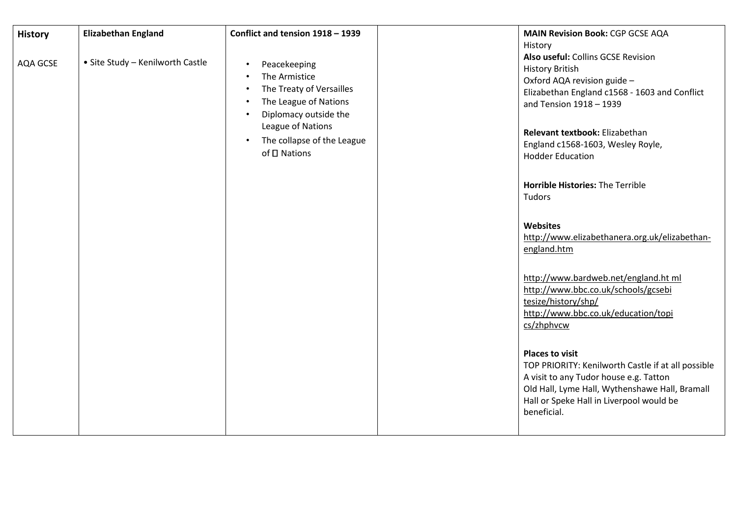| History<br><br>AQA GCSE | Elizabethan England<br><br>• Site Study – Kenilworth Castle | Conflict and tension 1918 – 1939<br><br>• Peacekeeping<br>• The Armistice<br>• The Treaty of Versailles<br>• The League of Nations<br>• Diplomacy outside the League of Nations<br>• The collapse of the League of  Nations | | **MAIN Revision Book:** CGP GCSE AQA History<br>**Also useful:** Collins GCSE Revision History British<br>Oxford AQA revision guide – Elizabethan England c1568 - 1603 and Conflict and Tension 1918 – 1939<br><br>**Relevant textbook:** Elizabethan England c1568-1603, Wesley Royle, Hodder Education<br><br>**Horrible Histories:** The Terrible Tudors<br><br>**Websites**<br>http://www.elizabethanera.org.uk/elizabethan-england.htm<br><br>http://www.bardweb.net/england.ht ml<br>http://www.bbc.co.uk/schools/gcsebitesize/history/shp/<br>http://www.bbc.co.uk/education/topics/zhphvcw<br><br>**Places to visit**<br>TOP PRIORITY: Kenilworth Castle if at all possible<br>A visit to any Tudor house e.g. Tatton Old Hall, Lyme Hall, Wythenshawe Hall, Bramall Hall or Speke Hall in Liverpool would be beneficial. |
|---|---|---|---|---|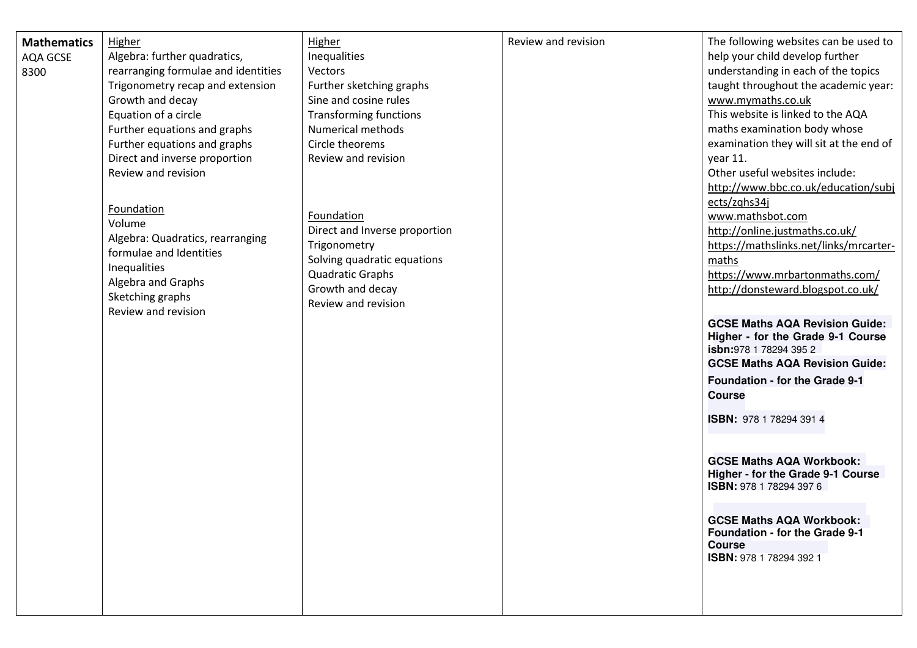| **Mathematics** AQA GCSE 8300 | <u>Higher</u><br>Algebra: further quadratics, rearranging formulae and identities<br>Trigonometry recap and extension<br>Growth and decay<br>Equation of a circle<br>Further equations and graphs<br>Further equations and graphs<br>Direct and inverse proportion<br>Review and revision<br><br><u>Foundation</u><br>Volume<br>Algebra: Quadratics, rearranging formulae and Identities<br>Inequalities<br>Algebra and Graphs<br>Sketching graphs<br>Review and revision | <u>Higher</u><br>Inequalities<br>Vectors<br>Further sketching graphs<br>Sine and cosine rules<br>Transforming functions<br>Numerical methods<br>Circle theorems<br>Review and revision<br><br><u>Foundation</u><br>Direct and Inverse proportion<br>Trigonometry<br>Solving quadratic equations<br>Quadratic Graphs<br>Growth and decay<br>Review and revision | Review and revision | The following websites can be used to help your child develop further understanding in each of the topics taught throughout the academic year:<br>www.mymaths.co.uk<br>This website is linked to the AQA maths examination body whose examination they will sit at the end of year 11.<br>Other useful websites include:<br>http://www.bbc.co.uk/education/subjects/zqhs34j<br>www.mathsbot.com<br>http://online.justmaths.co.uk/<br>https://mathslinks.net/links/mrcarter-maths<br>https://www.mrbartonmaths.com/<br>http://donsteward.blogspot.co.uk/<br><br>**GCSE Maths AQA Revision Guide: Higher - for the Grade 9-1 Course**<br>**isbn:**978 1 78294 395 2<br>**GCSE Maths AQA Revision Guide: Foundation - for the Grade 9-1 Course**<br>**ISBN:** 978 1 78294 391 4<br><br>**GCSE Maths AQA Workbook: Higher - for the Grade 9-1 Course**<br>**ISBN:** 978 1 78294 397 6<br><br>**GCSE Maths AQA Workbook: Foundation - for the Grade 9-1 Course**<br>**ISBN:** 978 1 78294 392 1 |
|---|---|---|---|---|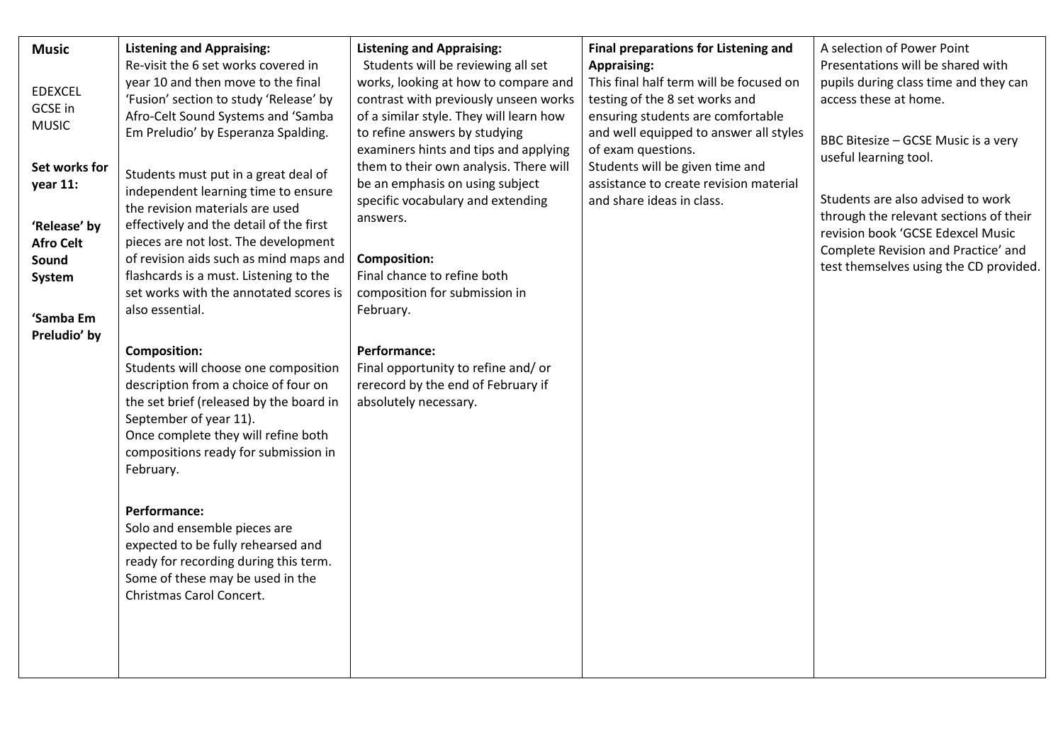| **Music**<br><br>EDEXCEL GCSE in MUSIC<br><br>**Set works for year 11:**<br><br>**'Release' by Afro Celt Sound System**<br><br>**'Samba Em Preludio' by** | **Listening and Appraising:**<br>Re-visit the 6 set works covered in year 10 and then move to the final 'Fusion' section to study 'Release' by Afro-Celt Sound Systems and 'Samba Em Preludio' by Esperanza Spalding.<br><br>Students must put in a great deal of independent learning time to ensure the revision materials are used effectively and the detail of the first pieces are not lost. The development of revision aids such as mind maps and flashcards is a must. Listening to the set works with the annotated scores is also essential.<br><br>**Composition:**<br>Students will choose one composition description from a choice of four on the set brief (released by the board in September of year 11).<br>Once complete they will refine both compositions ready for submission in February.<br><br>**Performance:**<br>Solo and ensemble pieces are expected to be fully rehearsed and ready for recording during this term. Some of these may be used in the Christmas Carol Concert. | **Listening and Appraising:**<br>Students will be reviewing all set works, looking at how to compare and contrast with previously unseen works of a similar style. They will learn how to refine answers by studying examiners hints and tips and applying them to their own analysis. There will be an emphasis on using subject specific vocabulary and extending answers.<br><br>**Composition:**<br>Final chance to refine both composition for submission in February.<br><br>**Performance:**<br>Final opportunity to refine and/ or rerecord by the end of February if absolutely necessary. | **Final preparations for Listening and Appraising:**<br>This final half term will be focused on testing of the 8 set works and ensuring students are comfortable and well equipped to answer all styles of exam questions.<br>Students will be given time and assistance to create revision material and share ideas in class. | A selection of Power Point Presentations will be shared with pupils during class time and they can access these at home.<br><br>BBC Bitesize – GCSE Music is a very useful learning tool.<br><br>Students are also advised to work through the relevant sections of their revision book 'GCSE Edexcel Music Complete Revision and Practice' and test themselves using the CD provided. |
|---|---|---|---|---|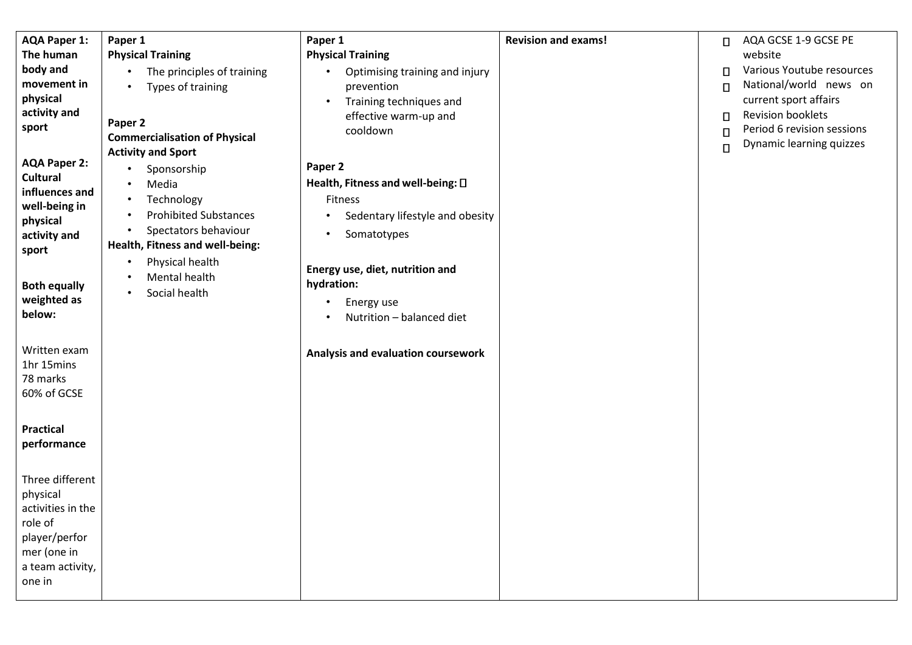| AQA Paper 1: The human body and movement in physical activity and sport<br><br>AQA Paper 2: Cultural influences and well-being in physical activity and sport<br><br>Both equally weighted as below:<br><br>Written exam 1hr 15mins 78 marks 60% of GCSE<br><br>**Practical performance**<br><br>Three different physical activities in the role of player/performer (one in a team activity, one in | **Paper 1**<br>**Physical Training**<br>• The principles of training<br>• Types of training<br><br>**Paper 2**<br>**Commercialisation of Physical Activity and Sport**<br>• Sponsorship<br>• Media<br>• Technology<br>• Prohibited Substances<br>• Spectators behaviour<br>**Health, Fitness and well-being:**<br>• Physical health<br>• Mental health<br>• Social health | **Paper 1**<br>**Physical Training**<br>• Optimising training and injury prevention<br>• Training techniques and effective warm-up and cooldown<br><br>**Paper 2**<br>**Health, Fitness and well-being:** <br>Fitness<br>• Sedentary lifestyle and obesity<br>• Somatotypes<br><br>**Energy use, diet, nutrition and hydration:**<br>• Energy use<br>• Nutrition – balanced diet<br><br>**Analysis and evaluation coursework** | **Revision and exams!** | • AQA GCSE 1-9 GCSE PE website<br>• Various Youtube resources<br>• National/world news on current sport affairs<br>• Revision booklets<br>• Period 6 revision sessions<br>• Dynamic learning quizzes |
|---|---|---|---|---|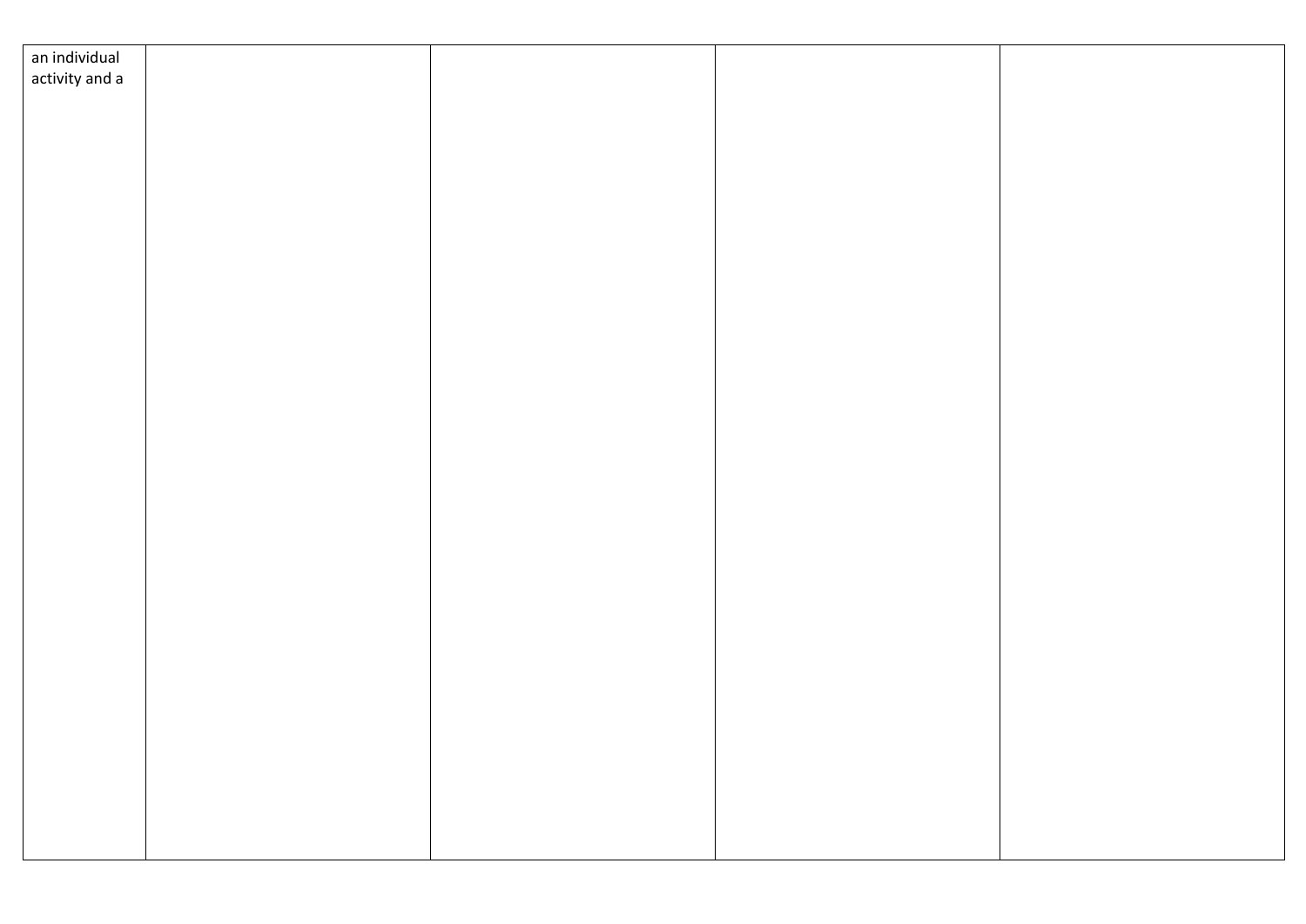| | | | | |
|---|---|---|---|---|
| an individual activity and a | | | | |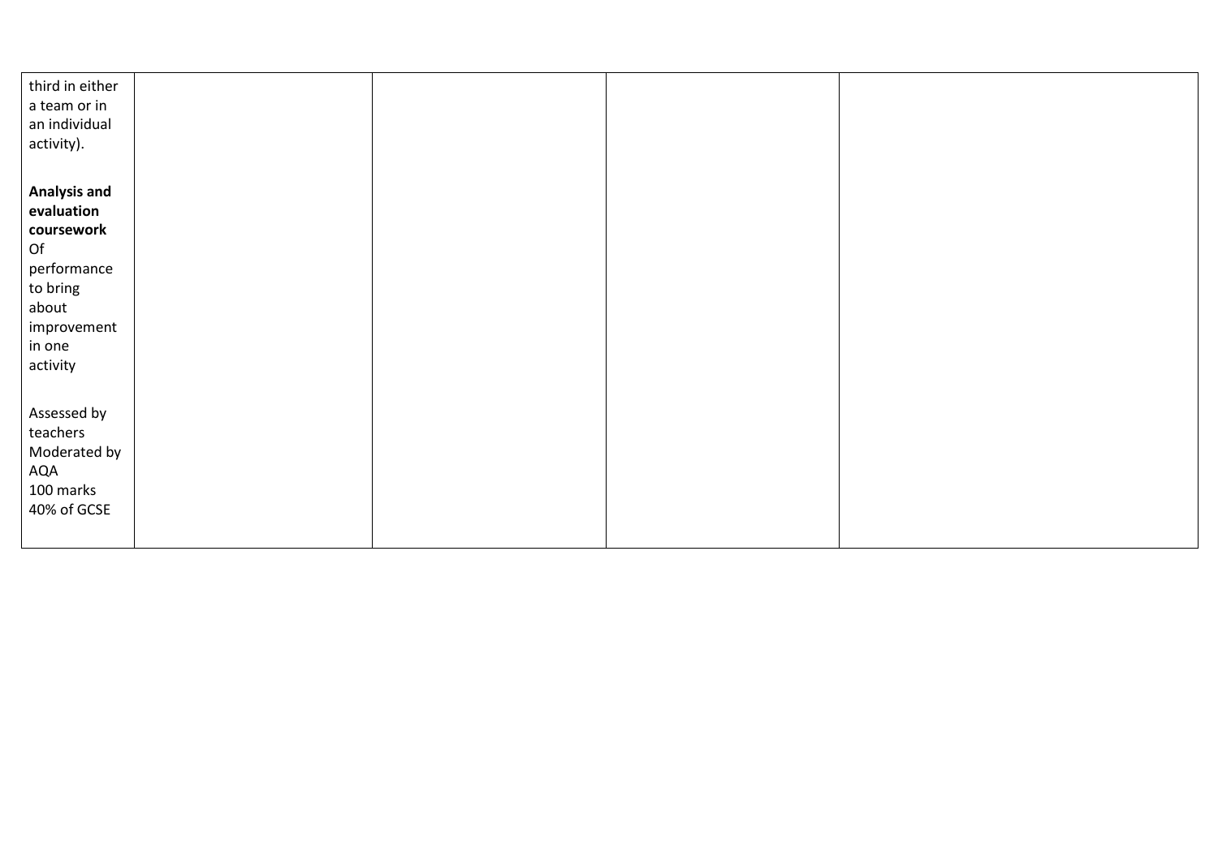|  |  |  |  |  |
|---|---|---|---|---|
| third in either a team or in an individual activity).<br><br>**Analysis and evaluation coursework**<br>Of performance to bring about improvement in one activity<br><br>Assessed by teachers<br>Moderated by AQA<br>100 marks<br>40% of GCSE |  |  |  |  |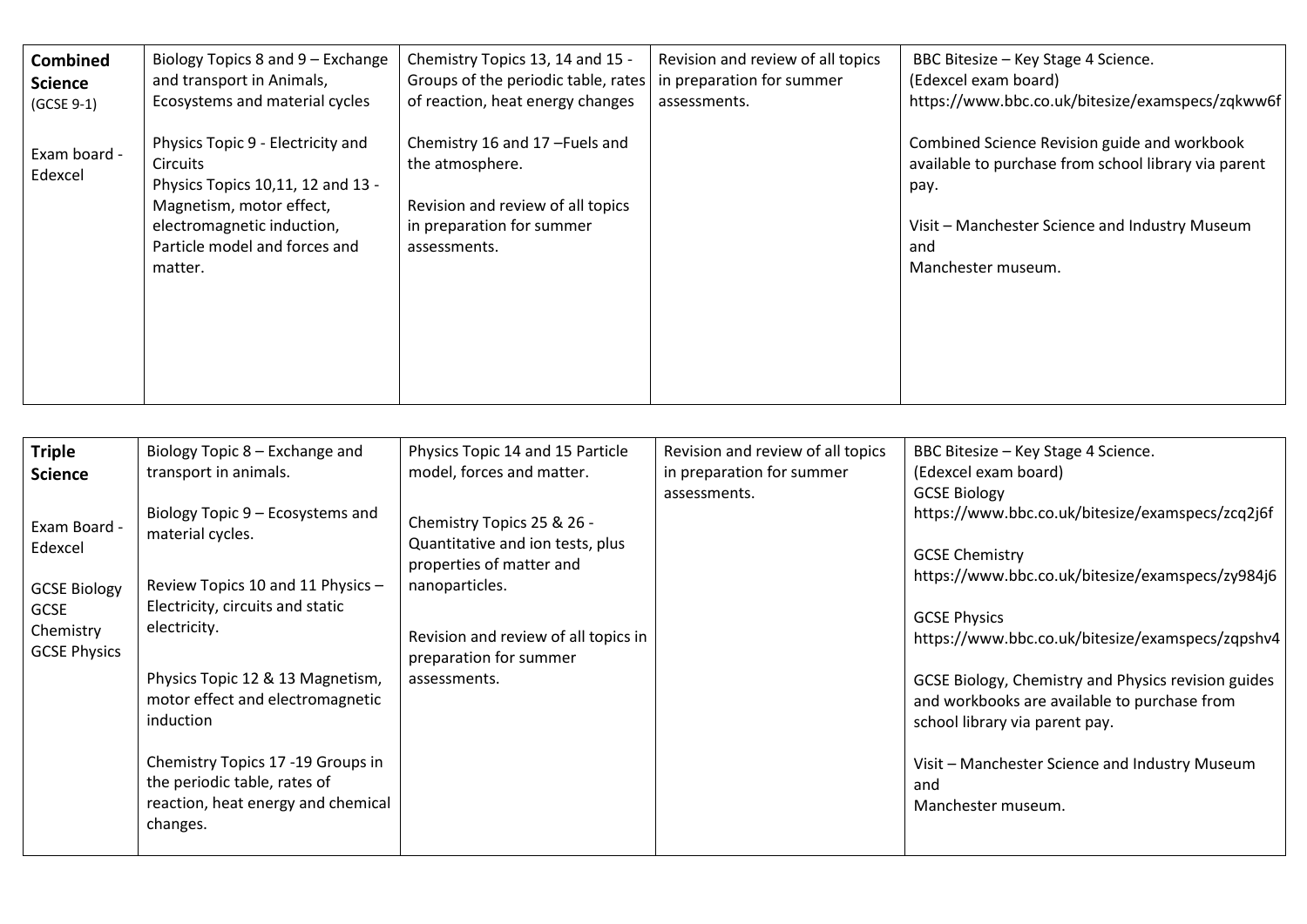| **Combined Science** (GCSE 9-1)<br><br>Exam board - Edexcel | Biology Topics 8 and 9 – Exchange and transport in Animals, Ecosystems and material cycles<br><br>Physics Topic 9 - Electricity and Circuits<br>Physics Topics 10,11, 12 and 13 - Magnetism, motor effect, electromagnetic induction, Particle model and forces and matter. | Chemistry Topics 13, 14 and 15 - Groups of the periodic table, rates of reaction, heat energy changes<br><br>Chemistry 16 and 17 –Fuels and the atmosphere.<br><br>Revision and review of all topics in preparation for summer assessments. | Revision and review of all topics in preparation for summer assessments. | BBC Bitesize – Key Stage 4 Science.<br>(Edexcel exam board)<br>https://www.bbc.co.uk/bitesize/examspecs/zqkww6f<br><br>Combined Science Revision guide and workbook available to purchase from school library via parent pay.<br><br>Visit – Manchester Science and Industry Museum and<br>Manchester museum. |
|---|---|---|---|---|

| **Triple Science**<br><br>Exam Board - Edexcel<br><br>GCSE Biology<br>GCSE Chemistry<br>GCSE Physics | Biology Topic 8 – Exchange and transport in animals.<br><br>Biology Topic 9 – Ecosystems and material cycles.<br><br>Review Topics 10 and 11 Physics – Electricity, circuits and static electricity.<br><br>Physics Topic 12 & 13 Magnetism, motor effect and electromagnetic induction<br><br>Chemistry Topics 17 -19 Groups in the periodic table, rates of reaction, heat energy and chemical changes. | Physics Topic 14 and 15 Particle model, forces and matter.<br><br>Chemistry Topics 25 & 26 - Quantitative and ion tests, plus properties of matter and nanoparticles.<br><br>Revision and review of all topics in preparation for summer assessments. | Revision and review of all topics in preparation for summer assessments. | BBC Bitesize – Key Stage 4 Science.<br>(Edexcel exam board)<br>GCSE Biology<br>https://www.bbc.co.uk/bitesize/examspecs/zcq2j6f<br><br>GCSE Chemistry<br>https://www.bbc.co.uk/bitesize/examspecs/zy984j6<br><br>GCSE Physics<br>https://www.bbc.co.uk/bitesize/examspecs/zqpshv4<br><br>GCSE Biology, Chemistry and Physics revision guides and workbooks are available to purchase from school library via parent pay.<br><br>Visit – Manchester Science and Industry Museum and<br>Manchester museum. |
|---|---|---|---|---|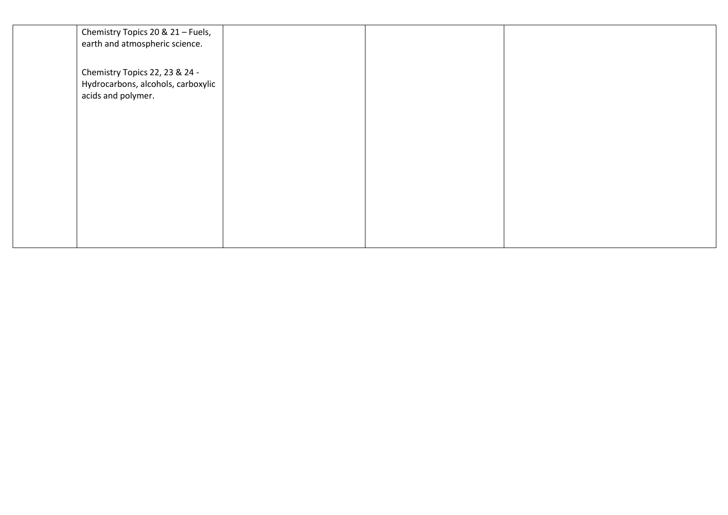| | | | | |
|---|---|---|---|---|
| | Chemistry Topics 20 & 21 – Fuels, earth and atmospheric science.<br><br>Chemistry Topics 22, 23 & 24 - Hydrocarbons, alcohols, carboxylic acids and polymer. | | | |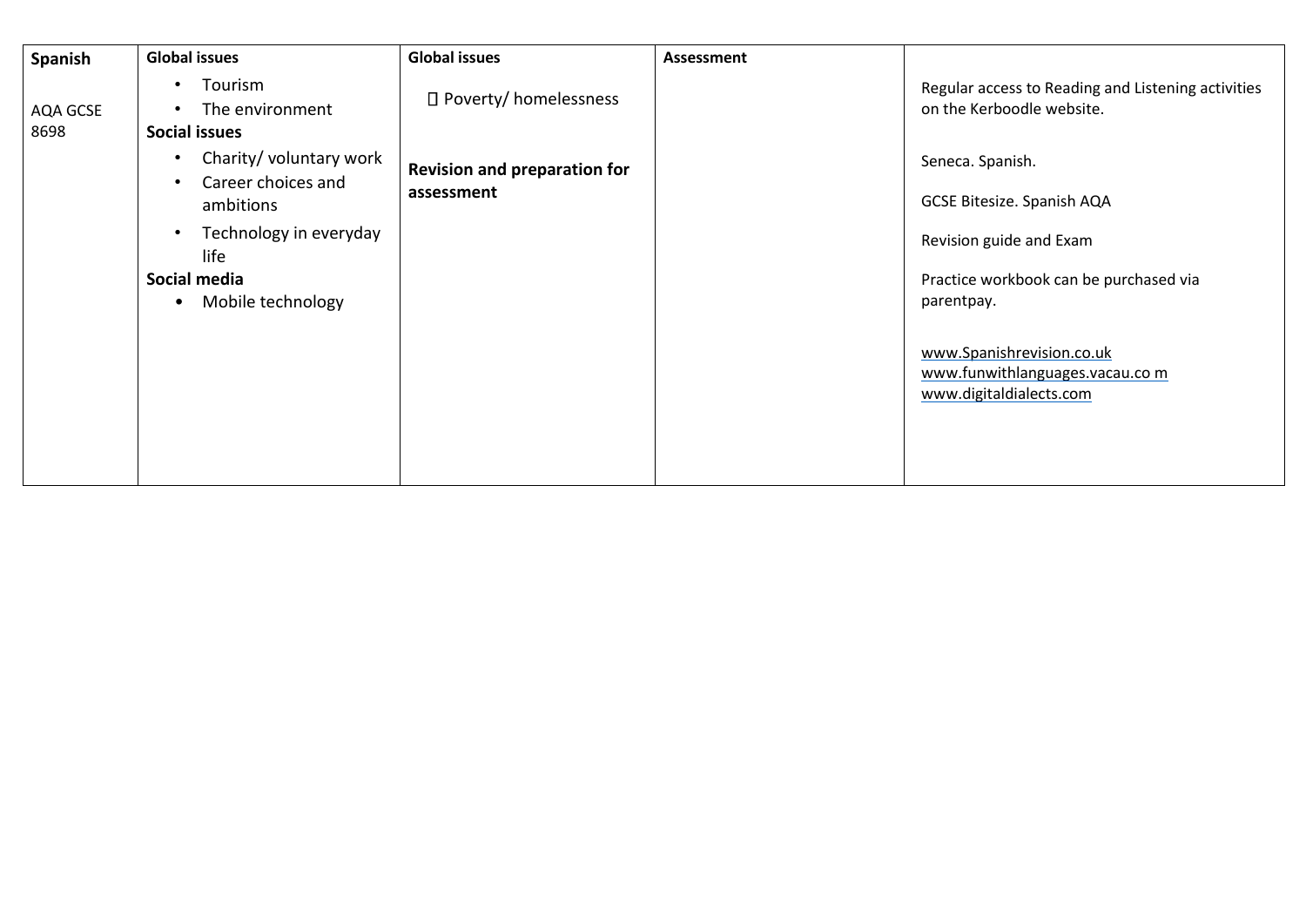| | | | | |
|---|---|---|---|---|
| **Spanish**<br><br>AQA GCSE 8698 | **Global issues**<br>• Tourism<br>• The environment<br>**Social issues**<br>• Charity/ voluntary work<br>• Career choices and ambitions<br>• Technology in everyday life<br>**Social media**<br>• Mobile technology | **Global issues**<br><br> Poverty/ homelessness<br><br>**Revision and preparation for assessment** | **Assessment** | Regular access to Reading and Listening activities on the Kerboodle website.<br><br>Seneca. Spanish.<br><br>GCSE Bitesize. Spanish AQA<br><br>Revision guide and Exam<br><br>Practice workbook can be purchased via parentpay.<br><br>www.Spanishrevision.co.uk<br>www.funwithlanguages.vacau.co m<br>www.digitaldialects.com |